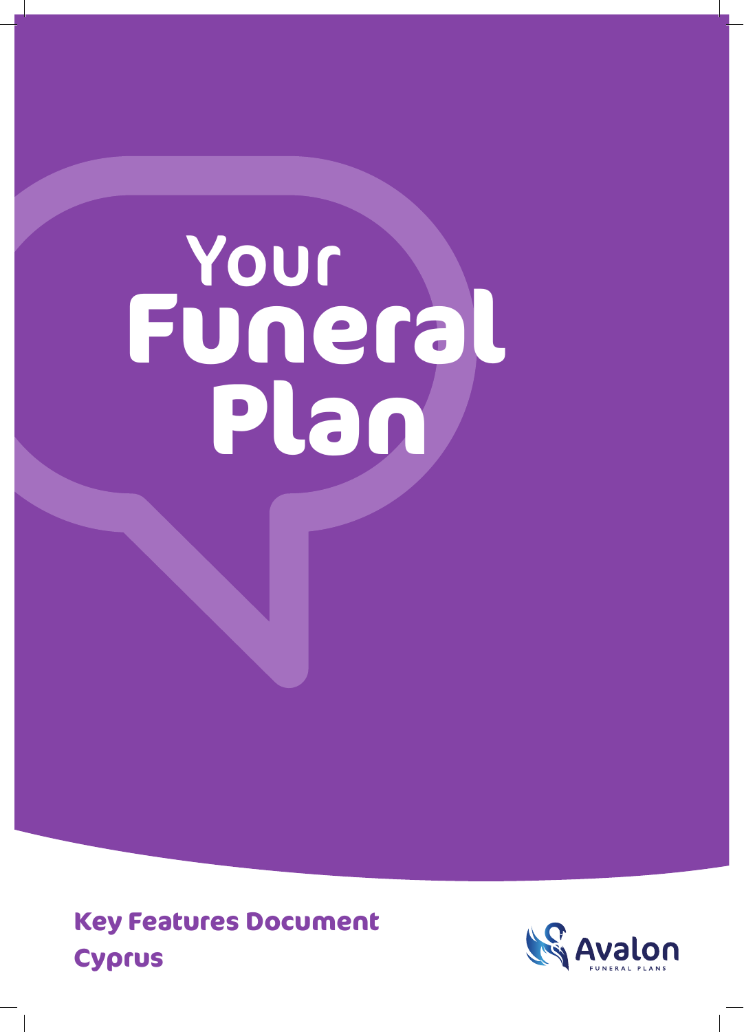# Your Funeral Plan

**Key Features Document**

**Cyprus**

Avalon

FUNERAL PLANS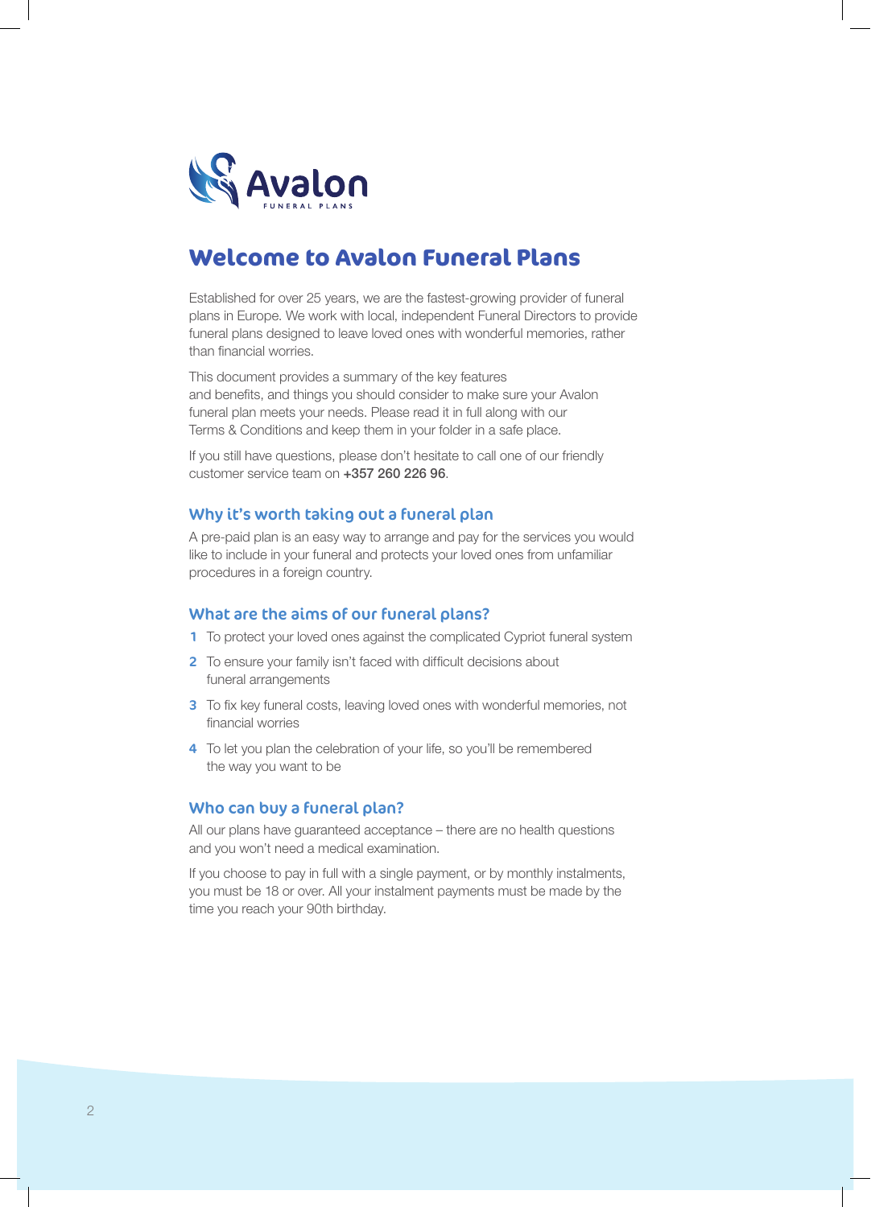Avalon
FUNERAL PLANS

# Welcome to Avalon Funeral Plans

Established for over 25 years, we are the fastest-growing provider of funeral plans in Europe. We work with local, independent Funeral Directors to provide funeral plans designed to leave loved ones with wonderful memories, rather than financial worries.

This document provides a summary of the key features and benefits, and things you should consider to make sure your Avalon funeral plan meets your needs. Please read it in full along with our Terms & Conditions and keep them in your folder in a safe place.

If you still have questions, please don't hesitate to call one of our friendly customer service team on **+357 260 226 96**.

## Why it's worth taking out a funeral plan

A pre-paid plan is an easy way to arrange and pay for the services you would like to include in your funeral and protects your loved ones from unfamiliar procedures in a foreign country.

## What are the aims of our funeral plans?

1. To protect your loved ones against the complicated Cypriot funeral system
2. To ensure your family isn't faced with difficult decisions about funeral arrangements
3. To fix key funeral costs, leaving loved ones with wonderful memories, not financial worries
4. To let you plan the celebration of your life, so you'll be remembered the way you want to be

## Who can buy a funeral plan?

All our plans have guaranteed acceptance – there are no health questions and you won't need a medical examination.

If you choose to pay in full with a single payment, or by monthly instalments, you must be 18 or over. All your instalment payments must be made by the time you reach your 90th birthday.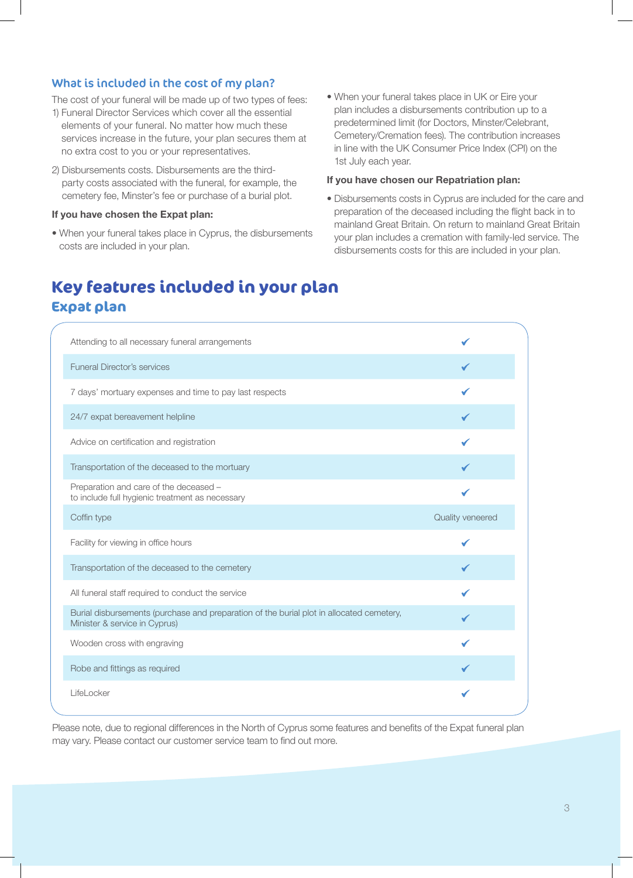## What is included in the cost of my plan?

The cost of your funeral will be made up of two types of fees:

1) Funeral Director Services which cover all the essential elements of your funeral. No matter how much these services increase in the future, your plan secures them at no extra cost to you or your representatives.

2) Disbursements costs. Disbursements are the third-party costs associated with the funeral, for example, the cemetery fee, Minster's fee or purchase of a burial plot.

**If you have chosen the Expat plan:**

- When your funeral takes place in Cyprus, the disbursements costs are included in your plan.
- When your funeral takes place in UK or Eire your plan includes a disbursements contribution up to a predetermined limit (for Doctors, Minster/Celebrant, Cemetery/Cremation fees). The contribution increases in line with the UK Consumer Price Index (CPI) on the 1st July each year.

**If you have chosen our Repatriation plan:**

- Disbursements costs in Cyprus are included for the care and preparation of the deceased including the flight back in to mainland Great Britain. On return to mainland Great Britain your plan includes a cremation with family-led service. The disbursements costs for this are included in your plan.

# Key features included in your plan

## Expat plan

| Feature | Included |
|---|---|
| Attending to all necessary funeral arrangements | ✔ |
| Funeral Director's services | ✔ |
| 7 days' mortuary expenses and time to pay last respects | ✔ |
| 24/7 expat bereavement helpline | ✔ |
| Advice on certification and registration | ✔ |
| Transportation of the deceased to the mortuary | ✔ |
| Preparation and care of the deceased – to include full hygienic treatment as necessary | ✔ |
| Coffin type | Quality veneered |
| Facility for viewing in office hours | ✔ |
| Transportation of the deceased to the cemetery | ✔ |
| All funeral staff required to conduct the service | ✔ |
| Burial disbursements (purchase and preparation of the burial plot in allocated cemetery, Minister & service in Cyprus) | ✔ |
| Wooden cross with engraving | ✔ |
| Robe and fittings as required | ✔ |
| LifeLocker | ✔ |

Please note, due to regional differences in the North of Cyprus some features and benefits of the Expat funeral plan may vary. Please contact our customer service team to find out more.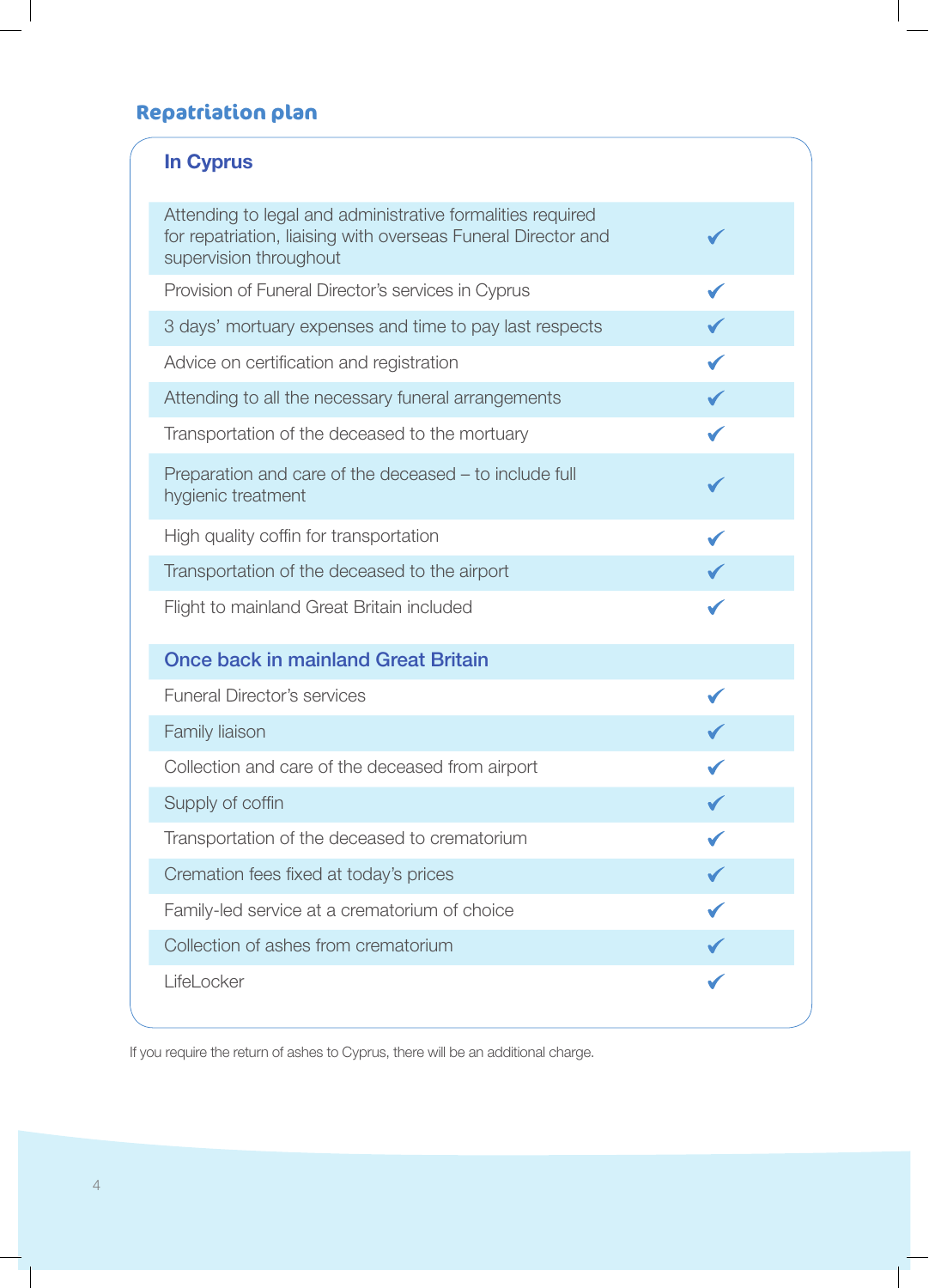## Repatriation plan

| In Cyprus | |
|---|---|
| Attending to legal and administrative formalities required for repatriation, liaising with overseas Funeral Director and supervision throughout | ✔ |
| Provision of Funeral Director's services in Cyprus | ✔ |
| 3 days' mortuary expenses and time to pay last respects | ✔ |
| Advice on certification and registration | ✔ |
| Attending to all the necessary funeral arrangements | ✔ |
| Transportation of the deceased to the mortuary | ✔ |
| Preparation and care of the deceased – to include full hygienic treatment | ✔ |
| High quality coffin for transportation | ✔ |
| Transportation of the deceased to the airport | ✔ |
| Flight to mainland Great Britain included | ✔ |
| **Once back in mainland Great Britain** | |
| Funeral Director's services | ✔ |
| Family liaison | ✔ |
| Collection and care of the deceased from airport | ✔ |
| Supply of coffin | ✔ |
| Transportation of the deceased to crematorium | ✔ |
| Cremation fees fixed at today's prices | ✔ |
| Family-led service at a crematorium of choice | ✔ |
| Collection of ashes from crematorium | ✔ |
| LifeLocker | ✔ |

If you require the return of ashes to Cyprus, there will be an additional charge.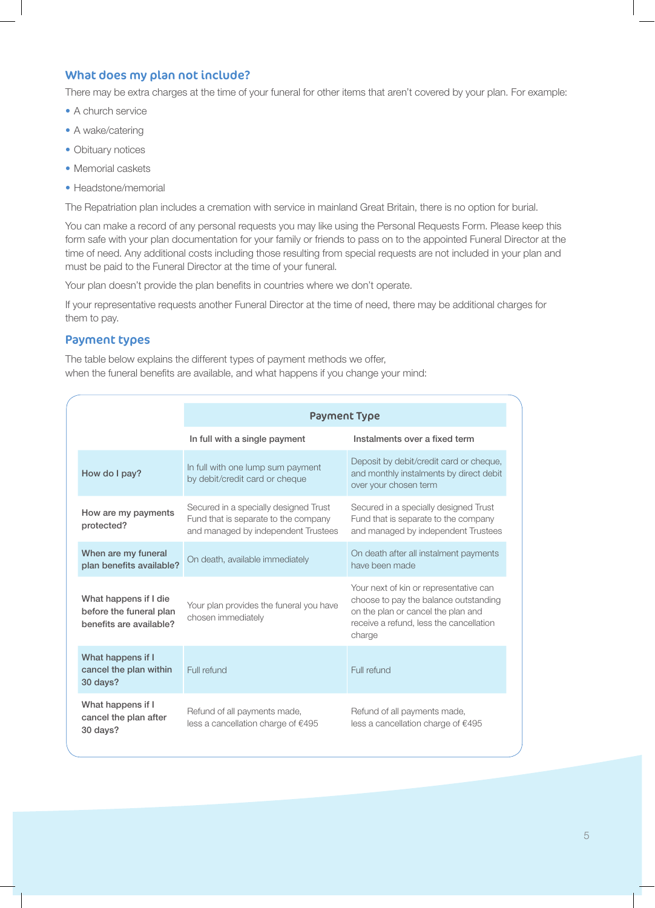## What does my plan not include?

There may be extra charges at the time of your funeral for other items that aren't covered by your plan. For example:

- A church service
- A wake/catering
- Obituary notices
- Memorial caskets
- Headstone/memorial

The Repatriation plan includes a cremation with service in mainland Great Britain, there is no option for burial.

You can make a record of any personal requests you may like using the Personal Requests Form. Please keep this form safe with your plan documentation for your family or friends to pass on to the appointed Funeral Director at the time of need. Any additional costs including those resulting from special requests are not included in your plan and must be paid to the Funeral Director at the time of your funeral.

Your plan doesn't provide the plan benefits in countries where we don't operate.

If your representative requests another Funeral Director at the time of need, there may be additional charges for them to pay.

## Payment types

The table below explains the different types of payment methods we offer, when the funeral benefits are available, and what happens if you change your mind:

| | Payment Type | |
|---|---|---|
| | **In full with a single payment** | **Instalments over a fixed term** |
| **How do I pay?** | In full with one lump sum payment by debit/credit card or cheque | Deposit by debit/credit card or cheque, and monthly instalments by direct debit over your chosen term |
| **How are my payments protected?** | Secured in a specially designed Trust Fund that is separate to the company and managed by independent Trustees | Secured in a specially designed Trust Fund that is separate to the company and managed by independent Trustees |
| **When are my funeral plan benefits available?** | On death, available immediately | On death after all instalment payments have been made |
| **What happens if I die before the funeral plan benefits are available?** | Your plan provides the funeral you have chosen immediately | Your next of kin or representative can choose to pay the balance outstanding on the plan or cancel the plan and receive a refund, less the cancellation charge |
| **What happens if I cancel the plan within 30 days?** | Full refund | Full refund |
| **What happens if I cancel the plan after 30 days?** | Refund of all payments made, less a cancellation charge of €495 | Refund of all payments made, less a cancellation charge of €495 |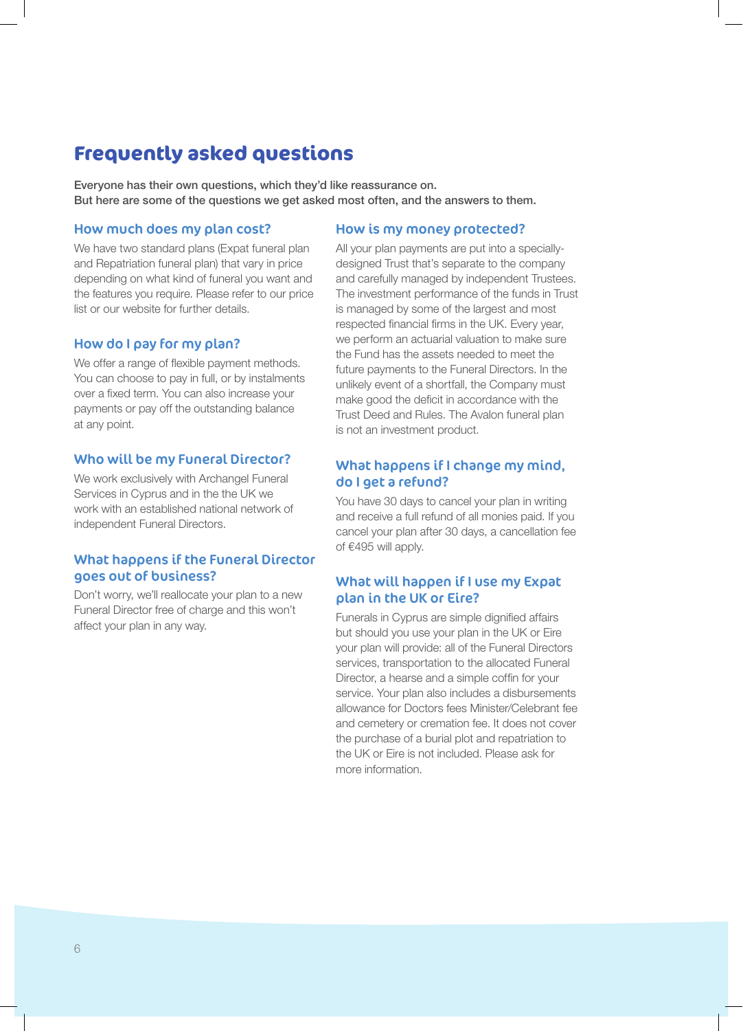# Frequently asked questions

**Everyone has their own questions, which they'd like reassurance on. But here are some of the questions we get asked most often, and the answers to them.**

## How much does my plan cost?

We have two standard plans (Expat funeral plan and Repatriation funeral plan) that vary in price depending on what kind of funeral you want and the features you require. Please refer to our price list or our website for further details.

## How do I pay for my plan?

We offer a range of flexible payment methods. You can choose to pay in full, or by instalments over a fixed term. You can also increase your payments or pay off the outstanding balance at any point.

## Who will be my Funeral Director?

We work exclusively with Archangel Funeral Services in Cyprus and in the the UK we work with an established national network of independent Funeral Directors.

## What happens if the Funeral Director goes out of business?

Don't worry, we'll reallocate your plan to a new Funeral Director free of charge and this won't affect your plan in any way.

## How is my money protected?

All your plan payments are put into a specially-designed Trust that's separate to the company and carefully managed by independent Trustees. The investment performance of the funds in Trust is managed by some of the largest and most respected financial firms in the UK. Every year, we perform an actuarial valuation to make sure the Fund has the assets needed to meet the future payments to the Funeral Directors. In the unlikely event of a shortfall, the Company must make good the deficit in accordance with the Trust Deed and Rules. The Avalon funeral plan is not an investment product.

## What happens if I change my mind, do I get a refund?

You have 30 days to cancel your plan in writing and receive a full refund of all monies paid. If you cancel your plan after 30 days, a cancellation fee of €495 will apply.

## What will happen if I use my Expat plan in the UK or Eire?

Funerals in Cyprus are simple dignified affairs but should you use your plan in the UK or Eire your plan will provide: all of the Funeral Directors services, transportation to the allocated Funeral Director, a hearse and a simple coffin for your service. Your plan also includes a disbursements allowance for Doctors fees Minister/Celebrant fee and cemetery or cremation fee. It does not cover the purchase of a burial plot and repatriation to the UK or Eire is not included. Please ask for more information.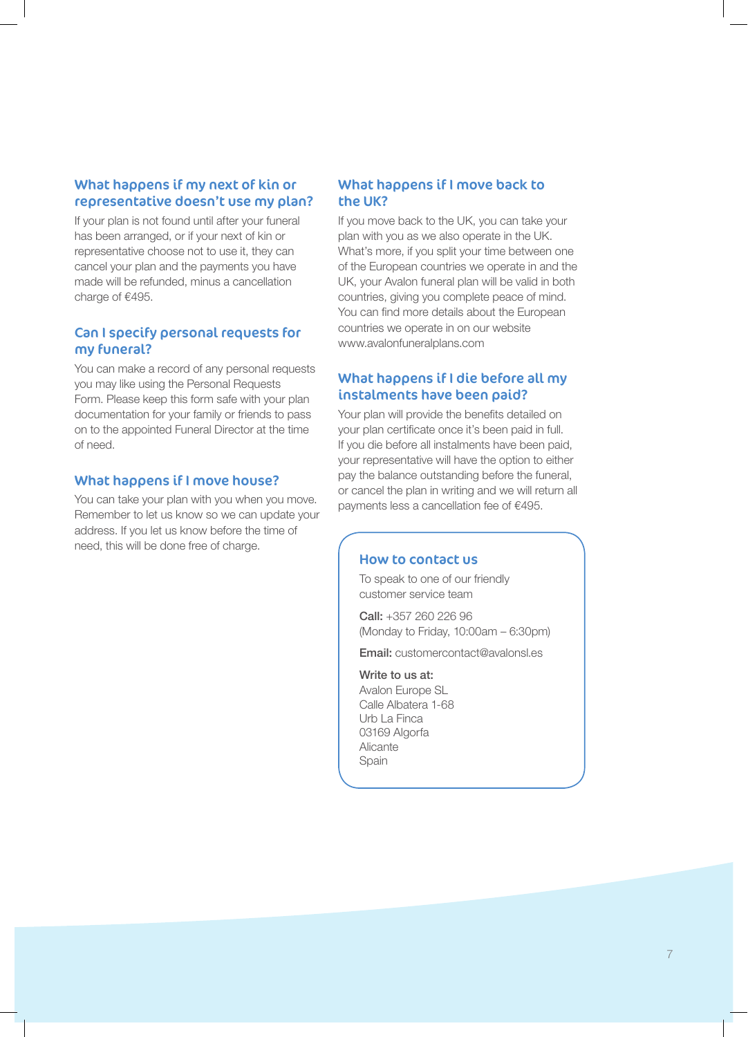## What happens if my next of kin or representative doesn't use my plan?

If your plan is not found until after your funeral has been arranged, or if your next of kin or representative choose not to use it, they can cancel your plan and the payments you have made will be refunded, minus a cancellation charge of €495.

## Can I specify personal requests for my funeral?

You can make a record of any personal requests you may like using the Personal Requests Form. Please keep this form safe with your plan documentation for your family or friends to pass on to the appointed Funeral Director at the time of need.

## What happens if I move house?

You can take your plan with you when you move. Remember to let us know so we can update your address. If you let us know before the time of need, this will be done free of charge.

## What happens if I move back to the UK?

If you move back to the UK, you can take your plan with you as we also operate in the UK. What's more, if you split your time between one of the European countries we operate in and the UK, your Avalon funeral plan will be valid in both countries, giving you complete peace of mind. You can find more details about the European countries we operate in on our website www.avalonfuneralplans.com

## What happens if I die before all my instalments have been paid?

Your plan will provide the benefits detailed on your plan certificate once it's been paid in full. If you die before all instalments have been paid, your representative will have the option to either pay the balance outstanding before the funeral, or cancel the plan in writing and we will return all payments less a cancellation fee of €495.

## How to contact us

To speak to one of our friendly customer service team

**Call:** +357 260 226 96
(Monday to Friday, 10:00am – 6:30pm)

**Email:** customercontact@avalonsl.es

**Write to us at:**
Avalon Europe SL
Calle Albatera 1-68
Urb La Finca
03169 Algorfa
Alicante
Spain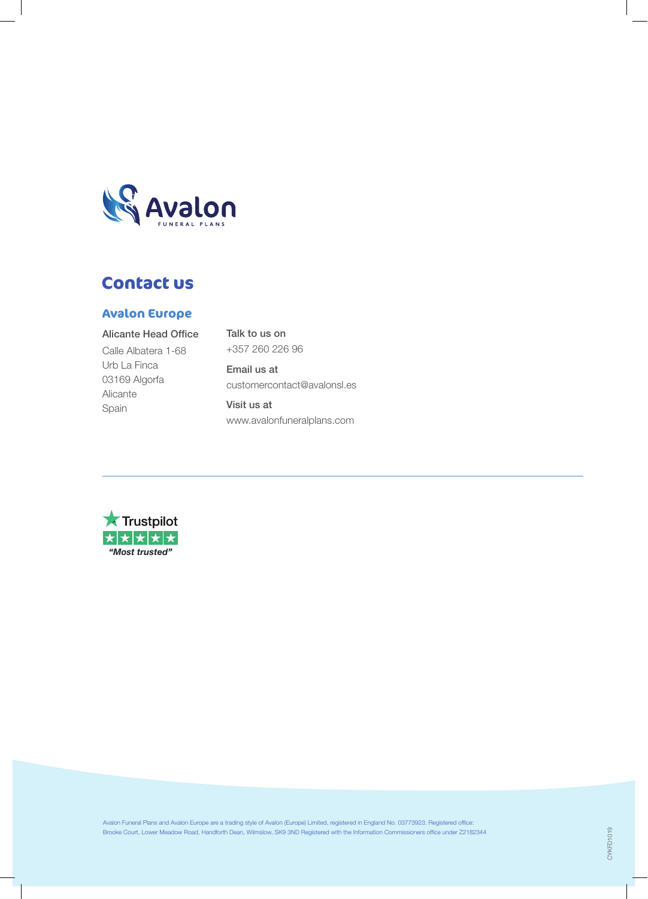Avalon

FUNERAL PLANS

## Contact us

### Avalon Europe

**Alicante Head Office**

Calle Albatera 1-68
Urb La Finca
03169 Algorfa
Alicante
Spain

**Talk to us on**
+357 260 226 96

**Email us at**
customercontact@avalonsl.es

**Visit us at**
www.avalonfuneralplans.com

---

Trustpilot
*"Most trusted"*

Avalon Funeral Plans and Avalon Europe are a trading style of Avalon (Europe) Limited, registered in England No. 03773923. Registered office: Brooke Court, Lower Meadow Road, Handforth Dean, Wilmslow, SK9 3ND Registered with the Information Commissioners office under Z2182344

CYKFD1019